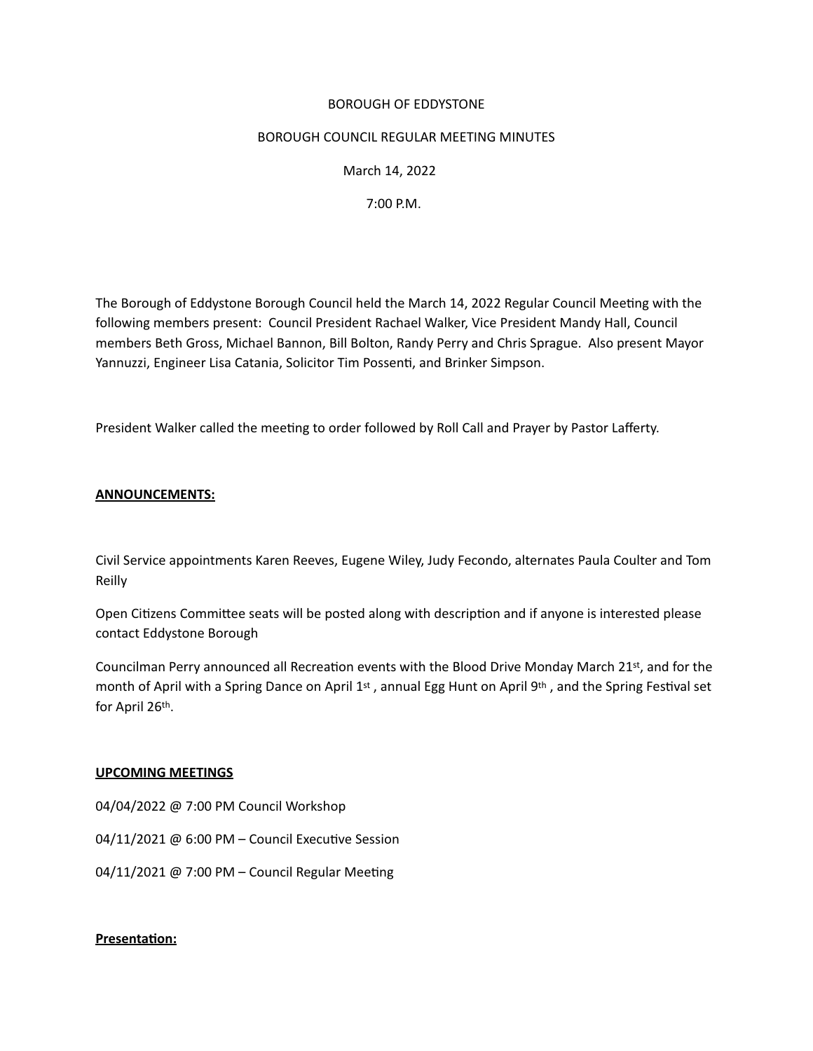BOROUGH OF EDDYSTONE

BOROUGH COUNCIL REGULAR MEETING MINUTES

March 14, 2022

7:00 P.M.

The Borough of Eddystone Borough Council held the March 14, 2022 Regular Council Meeting with the following members present: Council President Rachael Walker, Vice President Mandy Hall, Council members Beth Gross, Michael Bannon, Bill Bolton, Randy Perry and Chris Sprague. Also present Mayor Yannuzzi, Engineer Lisa Catania, Solicitor Tim Possenti, and Brinker Simpson.

President Walker called the meeting to order followed by Roll Call and Prayer by Pastor Lafferty.

**ANNOUNCEMENTS:**

Civil Service appointments Karen Reeves, Eugene Wiley, Judy Fecondo, alternates Paula Coulter and Tom Reilly

Open Citizens Committee seats will be posted along with description and if anyone is interested please contact Eddystone Borough

Councilman Perry announced all Recreation events with the Blood Drive Monday March 21st, and for the month of April with a Spring Dance on April 1st , annual Egg Hunt on April 9th , and the Spring Festival set for April 26th.

**UPCOMING MEETINGS**

04/04/2022 @ 7:00 PM Council Workshop

04/11/2021 @ 6:00 PM – Council Executive Session

04/11/2021 @ 7:00 PM – Council Regular Meeting

**Presentation:**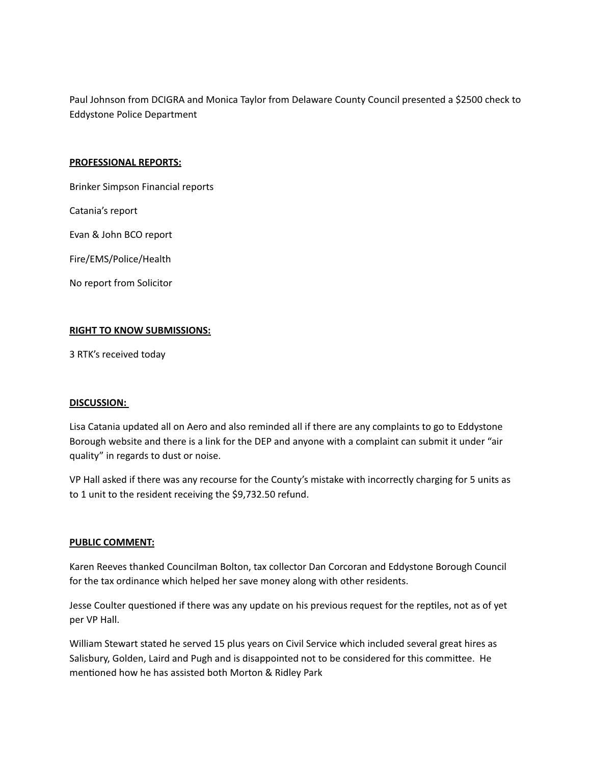Paul Johnson from DCIGRA and Monica Taylor from Delaware County Council presented a $2500 check to Eddystone Police Department

**PROFESSIONAL REPORTS:**

Brinker Simpson Financial reports

Catania's report

Evan & John BCO report

Fire/EMS/Police/Health

No report from Solicitor

**RIGHT TO KNOW SUBMISSIONS:**

3 RTK's received today

**DISCUSSION:**

Lisa Catania updated all on Aero and also reminded all if there are any complaints to go to Eddystone Borough website and there is a link for the DEP and anyone with a complaint can submit it under "air quality" in regards to dust or noise.

VP Hall asked if there was any recourse for the County's mistake with incorrectly charging for 5 units as to 1 unit to the resident receiving the $9,732.50 refund.

**PUBLIC COMMENT:**

Karen Reeves thanked Councilman Bolton, tax collector Dan Corcoran and Eddystone Borough Council for the tax ordinance which helped her save money along with other residents.

Jesse Coulter questioned if there was any update on his previous request for the reptiles, not as of yet per VP Hall.

William Stewart stated he served 15 plus years on Civil Service which included several great hires as Salisbury, Golden, Laird and Pugh and is disappointed not to be considered for this committee. He mentioned how he has assisted both Morton & Ridley Park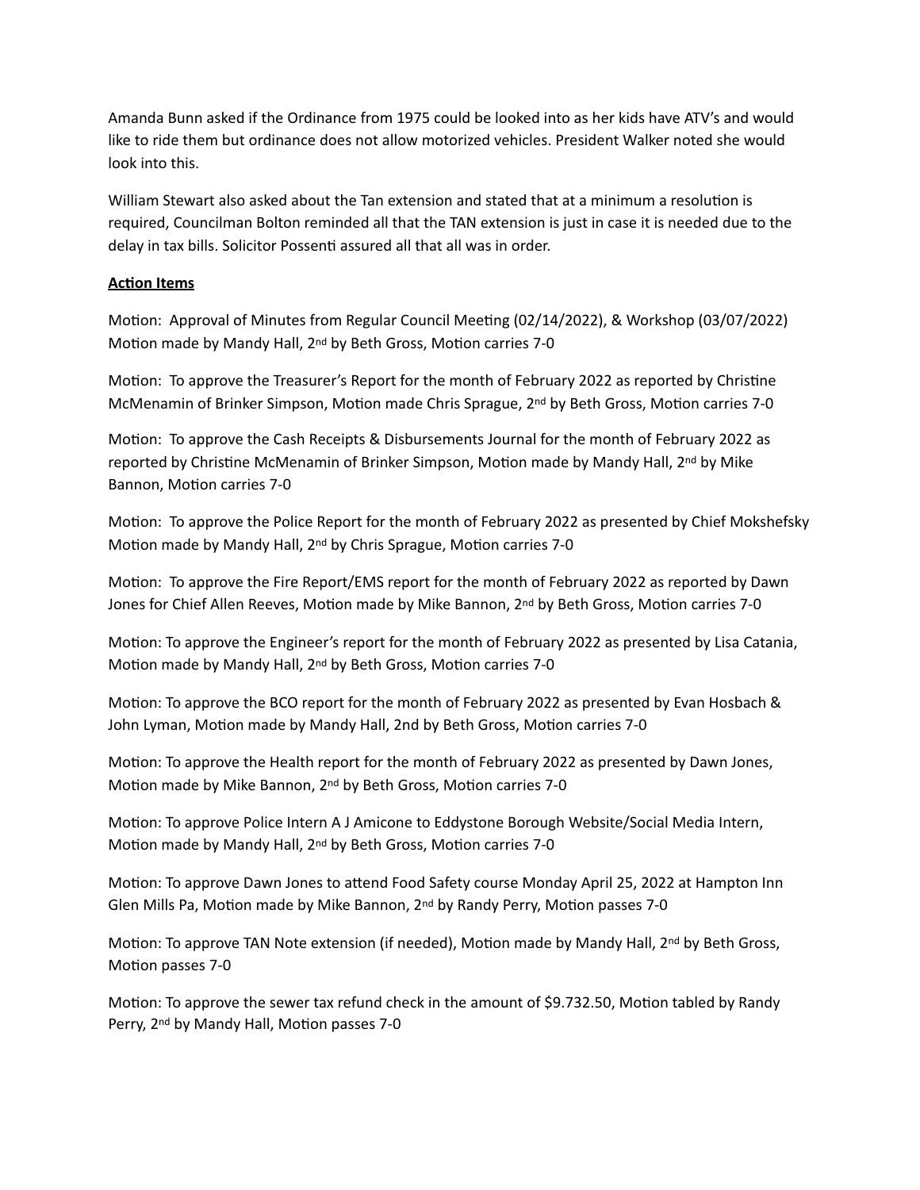Amanda Bunn asked if the Ordinance from 1975 could be looked into as her kids have ATV's and would like to ride them but ordinance does not allow motorized vehicles. President Walker noted she would look into this.

William Stewart also asked about the Tan extension and stated that at a minimum a resolution is required, Councilman Bolton reminded all that the TAN extension is just in case it is needed due to the delay in tax bills. Solicitor Possenti assured all that all was in order.

**Action Items**

Motion: Approval of Minutes from Regular Council Meeting (02/14/2022), & Workshop (03/07/2022) Motion made by Mandy Hall, 2nd by Beth Gross, Motion carries 7-0

Motion: To approve the Treasurer's Report for the month of February 2022 as reported by Christine McMenamin of Brinker Simpson, Motion made Chris Sprague, 2nd by Beth Gross, Motion carries 7-0

Motion: To approve the Cash Receipts & Disbursements Journal for the month of February 2022 as reported by Christine McMenamin of Brinker Simpson, Motion made by Mandy Hall, 2nd by Mike Bannon, Motion carries 7-0

Motion: To approve the Police Report for the month of February 2022 as presented by Chief Mokshefsky Motion made by Mandy Hall, 2nd by Chris Sprague, Motion carries 7-0

Motion: To approve the Fire Report/EMS report for the month of February 2022 as reported by Dawn Jones for Chief Allen Reeves, Motion made by Mike Bannon, 2nd by Beth Gross, Motion carries 7-0

Motion: To approve the Engineer's report for the month of February 2022 as presented by Lisa Catania, Motion made by Mandy Hall, 2nd by Beth Gross, Motion carries 7-0

Motion: To approve the BCO report for the month of February 2022 as presented by Evan Hosbach & John Lyman, Motion made by Mandy Hall, 2nd by Beth Gross, Motion carries 7-0

Motion: To approve the Health report for the month of February 2022 as presented by Dawn Jones, Motion made by Mike Bannon, 2nd by Beth Gross, Motion carries 7-0

Motion: To approve Police Intern A J Amicone to Eddystone Borough Website/Social Media Intern, Motion made by Mandy Hall, 2nd by Beth Gross, Motion carries 7-0

Motion: To approve Dawn Jones to attend Food Safety course Monday April 25, 2022 at Hampton Inn Glen Mills Pa, Motion made by Mike Bannon, 2nd by Randy Perry, Motion passes 7-0

Motion: To approve TAN Note extension (if needed), Motion made by Mandy Hall, 2nd by Beth Gross, Motion passes 7-0

Motion: To approve the sewer tax refund check in the amount of $9.732.50, Motion tabled by Randy Perry, 2nd by Mandy Hall, Motion passes 7-0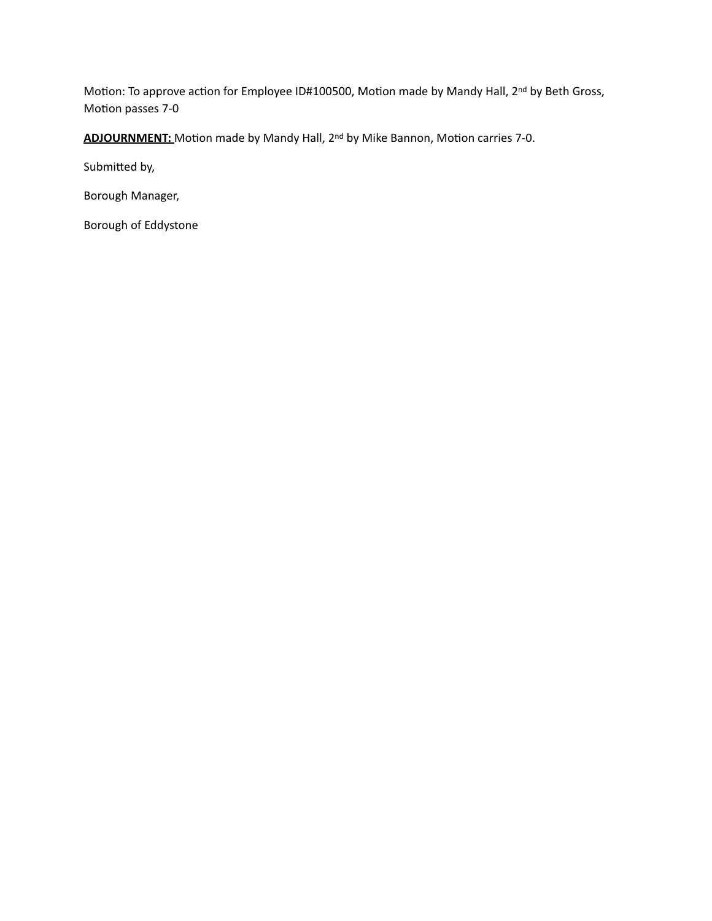Motion: To approve action for Employee ID#100500, Motion made by Mandy Hall, 2nd by Beth Gross, Motion passes 7-0

**ADJOURNMENT:** Motion made by Mandy Hall, 2nd by Mike Bannon, Motion carries 7-0.

Submitted by,

Borough Manager,

Borough of Eddystone